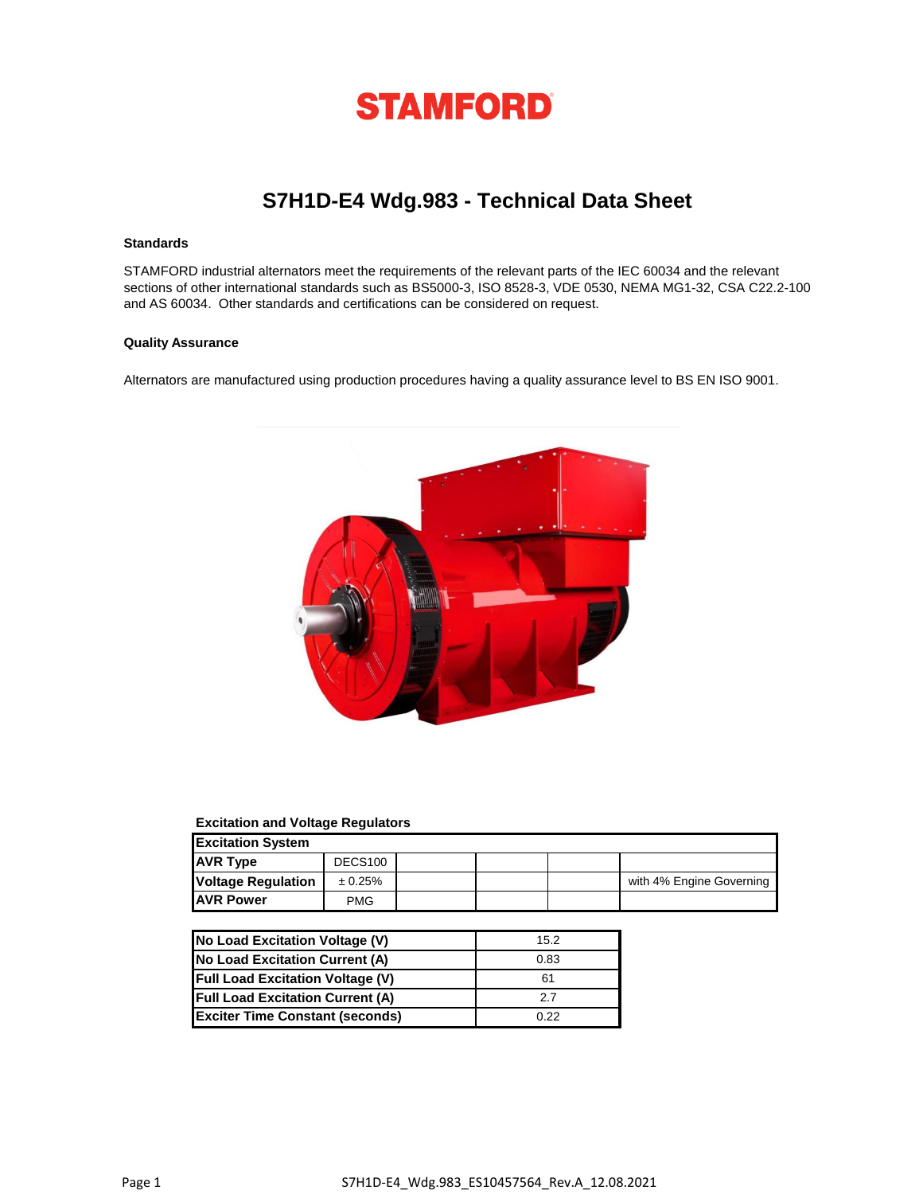# STAMFORD

## S7H1D-E4 Wdg.983 - Technical Data Sheet

### Standards

STAMFORD industrial alternators meet the requirements of the relevant parts of the IEC 60034 and the relevant sections of other international standards such as BS5000-3, ISO 8528-3, VDE 0530, NEMA MG1-32, CSA C22.2-100 and AS 60034. Other standards and certifications can be considered on request.

### Quality Assurance

Alternators are manufactured using production procedures having a quality assurance level to BS EN ISO 9001.

### Excitation and Voltage Regulators

| Excitation System | | | | | |
|---|---|---|---|---|---|
| AVR Type | DECS100 | | | | |
| Voltage Regulation | ± 0.25% | | | | with 4% Engine Governing |
| AVR Power | PMG | | | | |

| | |
|---|---|
| No Load Excitation Voltage (V) | 15.2 |
| No Load Excitation Current (A) | 0.83 |
| Full Load Excitation Voltage (V) | 61 |
| Full Load Excitation Current (A) | 2.7 |
| Exciter Time Constant (seconds) | 0.22 |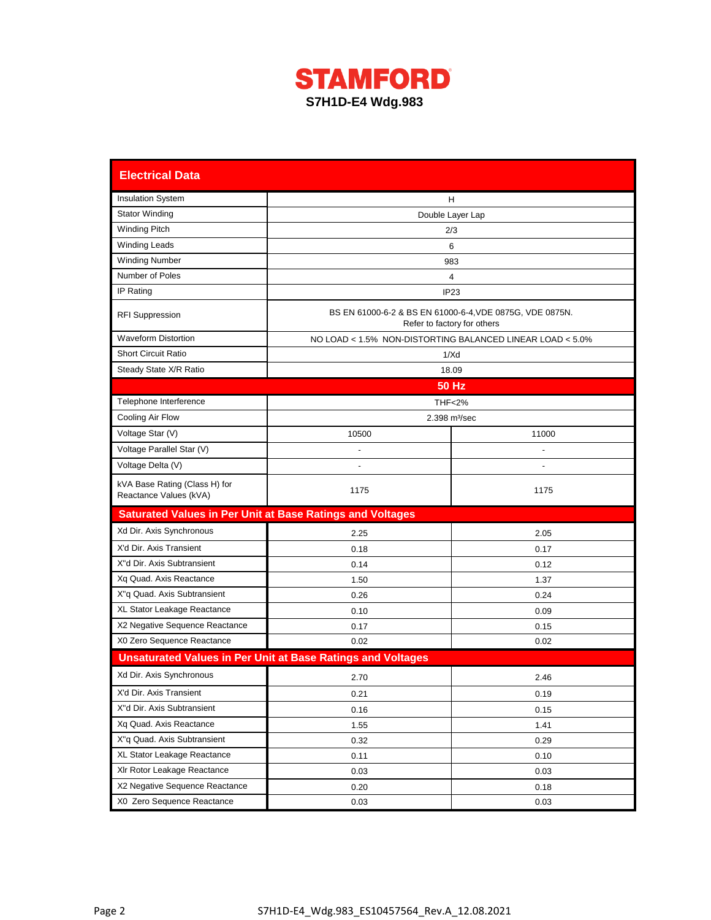# STAMFORD

## S7H1D-E4 Wdg.983

| Electrical Data | | |
|---|---|---|
| Insulation System | H | |
| Stator Winding | Double Layer Lap | |
| Winding Pitch | 2/3 | |
| Winding Leads | 6 | |
| Winding Number | 983 | |
| Number of Poles | 4 | |
| IP Rating | IP23 | |
| RFI Suppression | BS EN 61000-6-2 & BS EN 61000-6-4,VDE 0875G, VDE 0875N. Refer to factory for others | |
| Waveform Distortion | NO LOAD < 1.5% NON-DISTORTING BALANCED LINEAR LOAD < 5.0% | |
| Short Circuit Ratio | 1/Xd | |
| Steady State X/R Ratio | 18.09 | |
| | **50 Hz** | |
| Telephone Interference | THF<2% | |
| Cooling Air Flow | 2.398 m³/sec | |
| Voltage Star (V) | 10500 | 11000 |
| Voltage Parallel Star (V) | - | - |
| Voltage Delta (V) | - | - |
| kVA Base Rating (Class H) for Reactance Values (kVA) | 1175 | 1175 |
| **Saturated Values in Per Unit at Base Ratings and Voltages** | | |
| Xd Dir. Axis Synchronous | 2.25 | 2.05 |
| X'd Dir. Axis Transient | 0.18 | 0.17 |
| X''d Dir. Axis Subtransient | 0.14 | 0.12 |
| Xq Quad. Axis Reactance | 1.50 | 1.37 |
| X''q Quad. Axis Subtransient | 0.26 | 0.24 |
| XL Stator Leakage Reactance | 0.10 | 0.09 |
| X2 Negative Sequence Reactance | 0.17 | 0.15 |
| X0 Zero Sequence Reactance | 0.02 | 0.02 |
| **Unsaturated Values in Per Unit at Base Ratings and Voltages** | | |
| Xd Dir. Axis Synchronous | 2.70 | 2.46 |
| X'd Dir. Axis Transient | 0.21 | 0.19 |
| X''d Dir. Axis Subtransient | 0.16 | 0.15 |
| Xq Quad. Axis Reactance | 1.55 | 1.41 |
| X''q Quad. Axis Subtransient | 0.32 | 0.29 |
| XL Stator Leakage Reactance | 0.11 | 0.10 |
| Xlr Rotor Leakage Reactance | 0.03 | 0.03 |
| X2 Negative Sequence Reactance | 0.20 | 0.18 |
| X0 Zero Sequence Reactance | 0.03 | 0.03 |

S7H1D-E4_Wdg.983_ES10457564_Rev.A_12.08.2021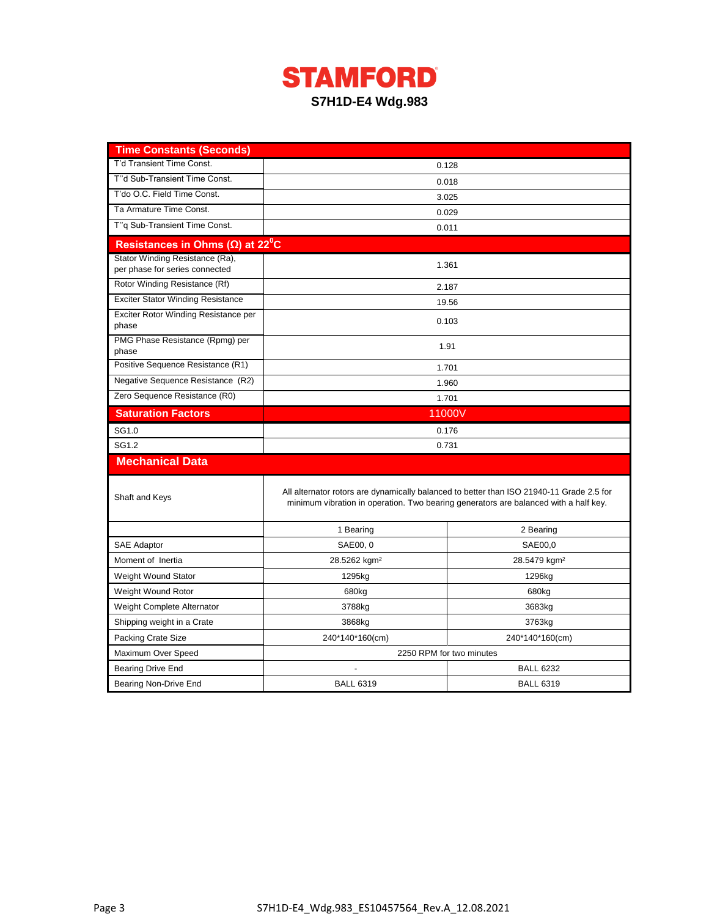# STAMFORD

## S7H1D-E4 Wdg.983

| Time Constants (Seconds) | | |
|---|---|---|
| T'd Transient Time Const. | 0.128 | |
| T''d Sub-Transient Time Const. | 0.018 | |
| T'do O.C. Field Time Const. | 3.025 | |
| Ta Armature Time Const. | 0.029 | |
| T''q Sub-Transient Time Const. | 0.011 | |
| **Resistances in Ohms (Ω) at 22⁰C** | | |
| Stator Winding Resistance (Ra), per phase for series connected | 1.361 | |
| Rotor Winding Resistance (Rf) | 2.187 | |
| Exciter Stator Winding Resistance | 19.56 | |
| Exciter Rotor Winding Resistance per phase | 0.103 | |
| PMG Phase Resistance (Rpmg) per phase | 1.91 | |
| Positive Sequence Resistance (R1) | 1.701 | |
| Negative Sequence Resistance (R2) | 1.960 | |
| Zero Sequence Resistance (R0) | 1.701 | |
| **Saturation Factors** | **11000V** | |
| SG1.0 | 0.176 | |
| SG1.2 | 0.731 | |
| **Mechanical Data** | | |
| Shaft and Keys | All alternator rotors are dynamically balanced to better than ISO 21940-11 Grade 2.5 for minimum vibration in operation. Two bearing generators are balanced with a half key. | |
| | 1 Bearing | 2 Bearing |
| SAE Adaptor | SAE00, 0 | SAE00,0 |
| Moment of Inertia | 28.5262 kgm² | 28.5479 kgm² |
| Weight Wound Stator | 1295kg | 1296kg |
| Weight Wound Rotor | 680kg | 680kg |
| Weight Complete Alternator | 3788kg | 3683kg |
| Shipping weight in a Crate | 3868kg | 3763kg |
| Packing Crate Size | 240*140*160(cm) | 240*140*160(cm) |
| Maximum Over Speed | 2250 RPM for two minutes | |
| Bearing Drive End | - | BALL 6232 |
| Bearing Non-Drive End | BALL 6319 | BALL 6319 |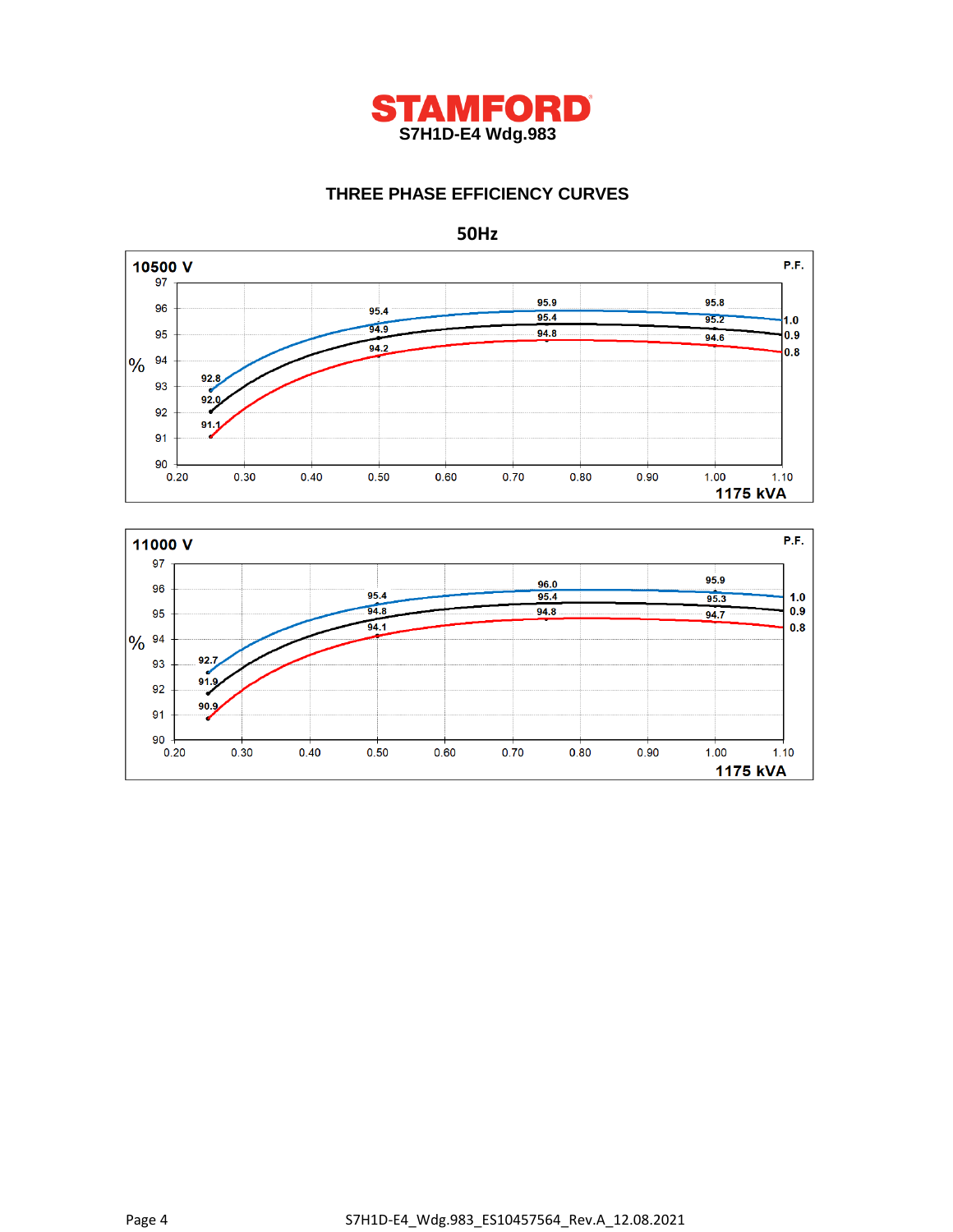# STAMFORD

**S7H1D-E4 Wdg.983**

## THREE PHASE EFFICIENCY CURVES

**50Hz**

### 10500 V

| P.F. | 0.25 | 0.50 | 0.75 | 1.00 |
|---|---|---|---|---|
| 1.0 | 92.8 | 95.4 | 95.9 | 95.8 |
| 0.9 | 92.0 | 94.9 | 95.4 | 95.2 |
| 0.8 | 91.1 | 94.2 | 94.8 | 94.6 |

% efficiency vs. load (1175 kVA)

### 11000 V

| P.F. | 0.25 | 0.50 | 0.75 | 1.00 |
|---|---|---|---|---|
| 1.0 | 92.7 | 95.4 | 96.0 | 95.9 |
| 0.9 | 91.9 | 94.8 | 95.4 | 95.3 |
| 0.8 | 90.9 | 94.1 | 94.8 | 94.7 |

% efficiency vs. load (1175 kVA)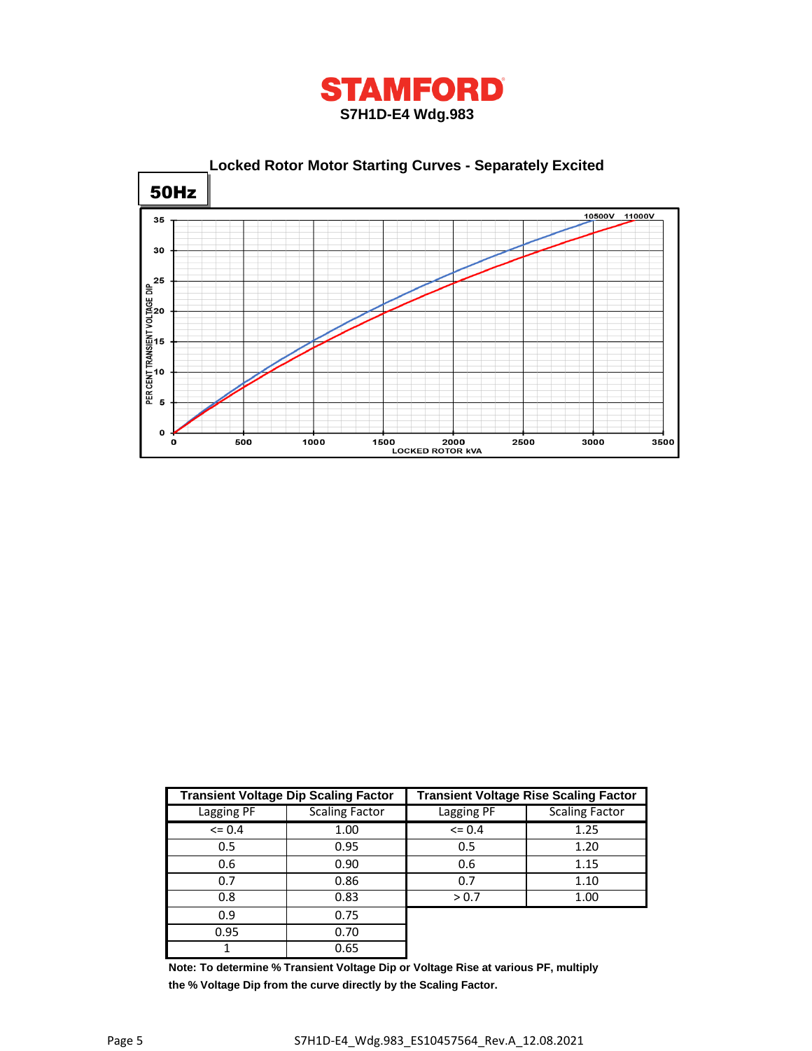# STAMFORD

**S7H1D-E4 Wdg.983**

## Locked Rotor Motor Starting Curves - Separately Excited

**50Hz**

10500V 11000V

PER CENT TRANSIENT VOLTAGE DIP

LOCKED ROTOR kVA

| Transient Voltage Dip Scaling Factor | | Transient Voltage Rise Scaling Factor | |
|---|---|---|---|
| Lagging PF | Scaling Factor | Lagging PF | Scaling Factor |
| <= 0.4 | 1.00 | <= 0.4 | 1.25 |
| 0.5 | 0.95 | 0.5 | 1.20 |
| 0.6 | 0.90 | 0.6 | 1.15 |
| 0.7 | 0.86 | 0.7 | 1.10 |
| 0.8 | 0.83 | > 0.7 | 1.00 |
| 0.9 | 0.75 | | |
| 0.95 | 0.70 | | |
| 1 | 0.65 | | |

**Note: To determine % Transient Voltage Dip or Voltage Rise at various PF, multiply the % Voltage Dip from the curve directly by the Scaling Factor.**

S7H1D-E4_Wdg.983_ES10457564_Rev.A_12.08.2021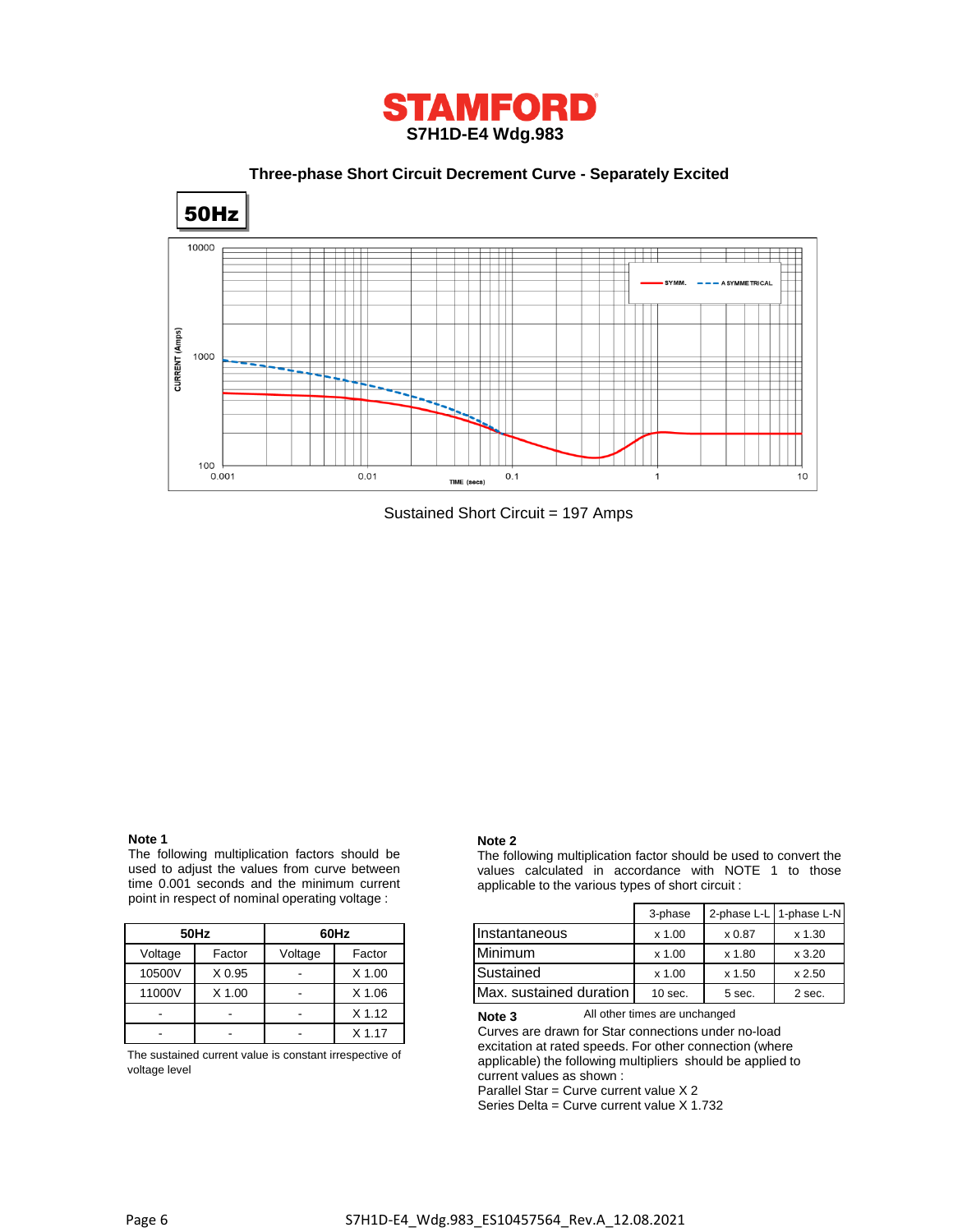# STAMFORD

**S7H1D-E4 Wdg.983**

**Three-phase Short Circuit Decrement Curve - Separately Excited**

**50Hz**

Sustained Short Circuit = 197 Amps

**Note 1**

The following multiplication factors should be used to adjust the values from curve between time 0.001 seconds and the minimum current point in respect of nominal operating voltage :

| 50Hz | | 60Hz | |
|---|---|---|---|
| Voltage | Factor | Voltage | Factor |
| 10500V | X 0.95 | - | X 1.00 |
| 11000V | X 1.00 | - | X 1.06 |
| - | - | - | X 1.12 |
| - | - | - | X 1.17 |

The sustained current value is constant irrespective of voltage level

**Note 2**

The following multiplication factor should be used to convert the values calculated in accordance with NOTE 1 to those applicable to the various types of short circuit :

| | 3-phase | 2-phase L-L | 1-phase L-N |
|---|---|---|---|
| Instantaneous | x 1.00 | x 0.87 | x 1.30 |
| Minimum | x 1.00 | x 1.80 | x 3.20 |
| Sustained | x 1.00 | x 1.50 | x 2.50 |
| Max. sustained duration | 10 sec. | 5 sec. | 2 sec. |

All other times are unchanged

**Note 3**

Curves are drawn for Star connections under no-load excitation at rated speeds. For other connection (where applicable) the following multipliers should be applied to current values as shown :

Parallel Star = Curve current value X 2

Series Delta = Curve current value X 1.732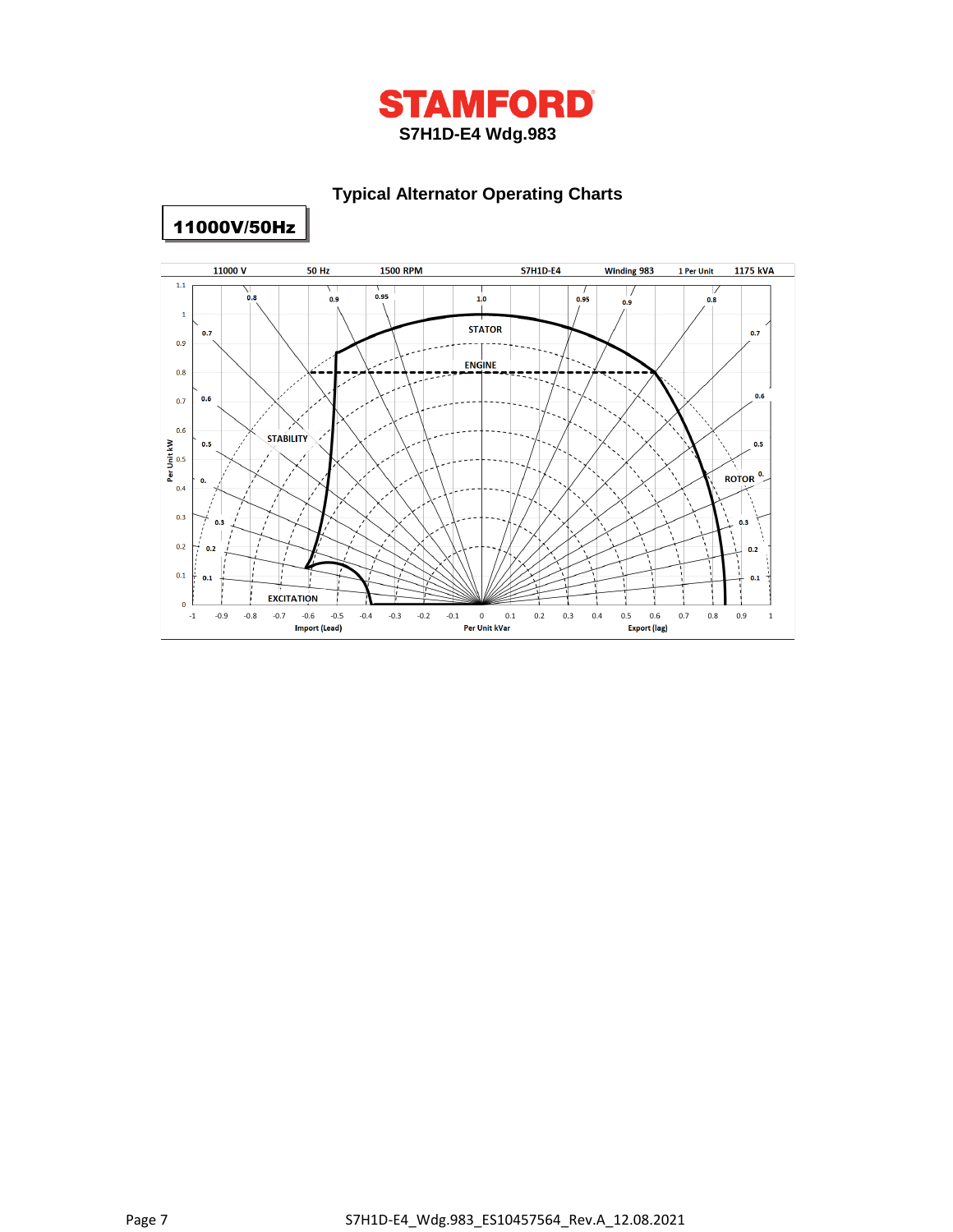# STAMFORD

**S7H1D-E4 Wdg.983**

## Typical Alternator Operating Charts

**11000V/50Hz**

11000 V 50 Hz 1500 RPM S7H1D-E4 Winding 983 1 Per Unit 1175 kVA

STATOR

ENGINE

STABILITY

ROTOR

EXCITATION

Per Unit kW

Import (Lead) Per Unit kVar Export (lag)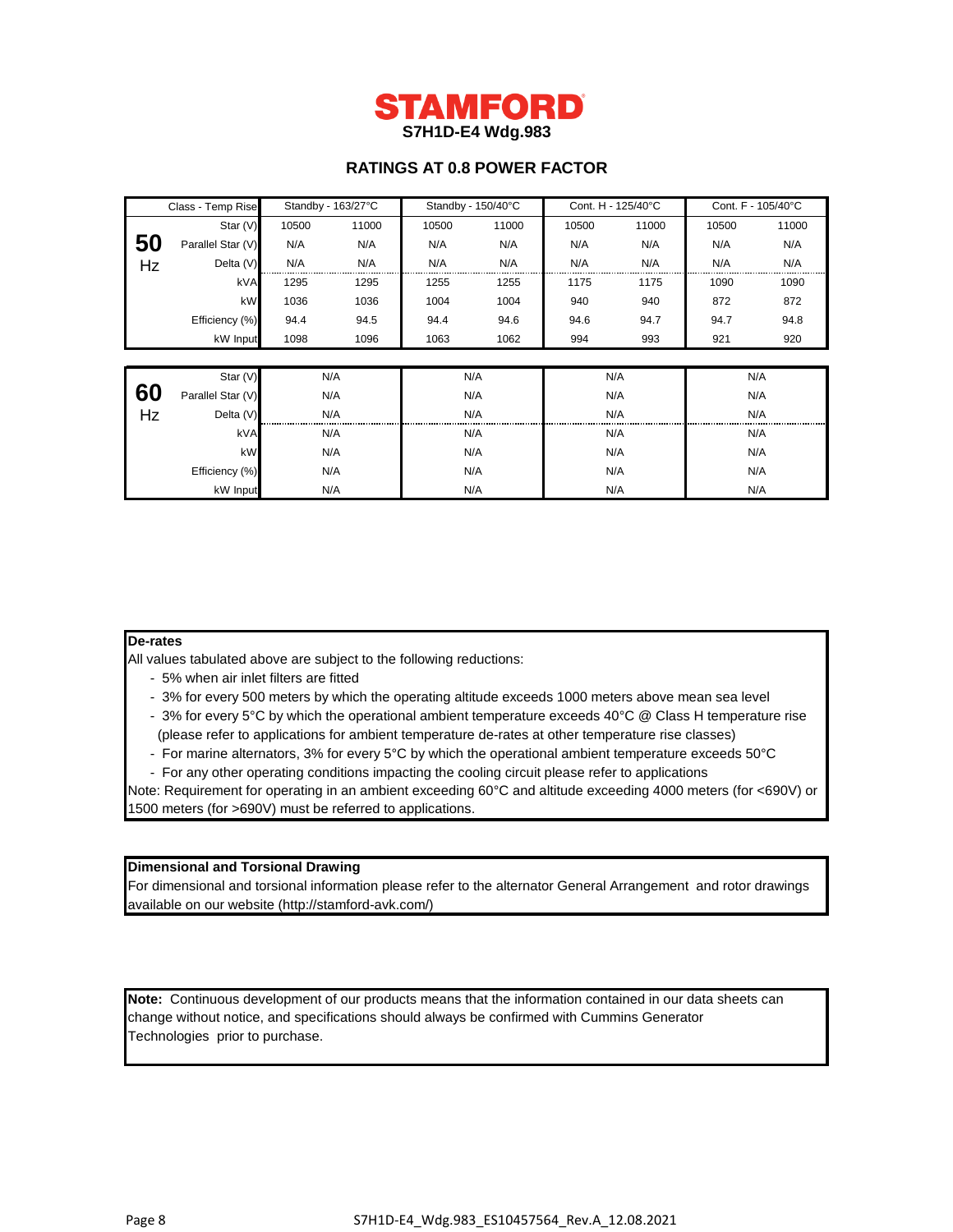# STAMFORD

## S7H1D-E4 Wdg.983

### RATINGS AT 0.8 POWER FACTOR

| | Class - Temp Rise | Standby - 163/27°C | | Standby - 150/40°C | | Cont. H - 125/40°C | | Cont. F - 105/40°C | |
|---|---|---|---|---|---|---|---|---|---|
| **50 Hz** | Star (V) | 10500 | 11000 | 10500 | 11000 | 10500 | 11000 | 10500 | 11000 |
| | Parallel Star (V) | N/A | N/A | N/A | N/A | N/A | N/A | N/A | N/A |
| | Delta (V) | N/A | N/A | N/A | N/A | N/A | N/A | N/A | N/A |
| | kVA | 1295 | 1295 | 1255 | 1255 | 1175 | 1175 | 1090 | 1090 |
| | kW | 1036 | 1036 | 1004 | 1004 | 940 | 940 | 872 | 872 |
| | Efficiency (%) | 94.4 | 94.5 | 94.4 | 94.6 | 94.6 | 94.7 | 94.7 | 94.8 |
| | kW Input | 1098 | 1096 | 1063 | 1062 | 994 | 993 | 921 | 920 |

| | | Standby - 163/27°C | Standby - 150/40°C | Cont. H - 125/40°C | Cont. F - 105/40°C |
|---|---|---|---|---|---|
| **60 Hz** | Star (V) | N/A | N/A | N/A | N/A |
| | Parallel Star (V) | N/A | N/A | N/A | N/A |
| | Delta (V) | N/A | N/A | N/A | N/A |
| | kVA | N/A | N/A | N/A | N/A |
| | kW | N/A | N/A | N/A | N/A |
| | Efficiency (%) | N/A | N/A | N/A | N/A |
| | kW Input | N/A | N/A | N/A | N/A |

**De-rates**

All values tabulated above are subject to the following reductions:

- 5% when air inlet filters are fitted
- 3% for every 500 meters by which the operating altitude exceeds 1000 meters above mean sea level
- 3% for every 5°C by which the operational ambient temperature exceeds 40°C @ Class H temperature rise (please refer to applications for ambient temperature de-rates at other temperature rise classes)
- For marine alternators, 3% for every 5°C by which the operational ambient temperature exceeds 50°C
- For any other operating conditions impacting the cooling circuit please refer to applications

Note: Requirement for operating in an ambient exceeding 60°C and altitude exceeding 4000 meters (for <690V) or 1500 meters (for >690V) must be referred to applications.

**Dimensional and Torsional Drawing**

For dimensional and torsional information please refer to the alternator General Arrangement and rotor drawings available on our website (http://stamford-avk.com/)

**Note:** Continuous development of our products means that the information contained in our data sheets can change without notice, and specifications should always be confirmed with Cummins Generator Technologies prior to purchase.

S7H1D-E4_Wdg.983_ES10457564_Rev.A_12.08.2021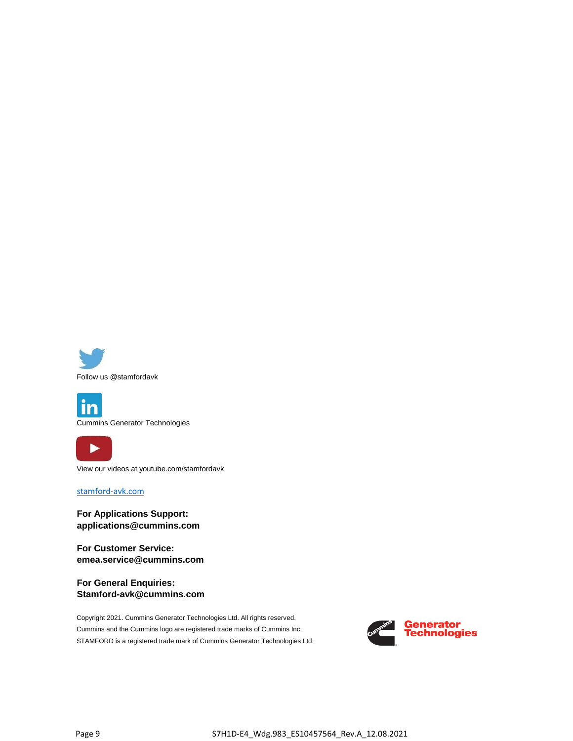Follow us @stamfordavk

Cummins Generator Technologies

View our videos at youtube.com/stamfordavk

stamford-avk.com

**For Applications Support:**
**applications@cummins.com**

**For Customer Service:**
**emea.service@cummins.com**

**For General Enquiries:**
**Stamford-avk@cummins.com**

Copyright 2021. Cummins Generator Technologies Ltd. All rights reserved.
Cummins and the Cummins logo are registered trade marks of Cummins Inc.
STAMFORD is a registered trade mark of Cummins Generator Technologies Ltd.

Generator Technologies